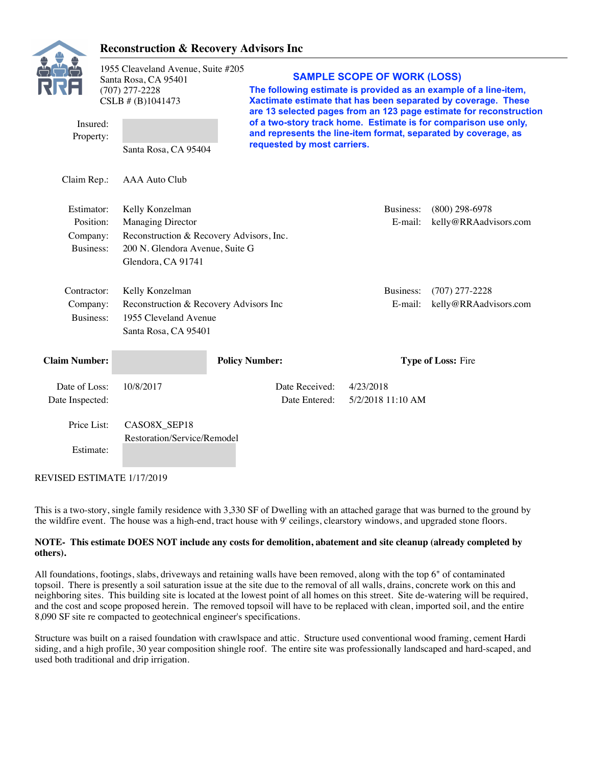# Reconstruction & Recovery Advisors Inc

1955 Cleaveland Avenue, Suite #205
Santa Rosa, CA 95401
(707) 277-2228
CSLB # (B)1041473

**SAMPLE SCOPE OF WORK (LOSS)**

**The following estimate is provided as an example of a line-item, Xactimate estimate that has been separated by coverage. These are 13 selected pages from an 123 page estimate for reconstruction of a two-story track home. Estimate is for comparison use only, and represents the line-item format, separated by coverage, as requested by most carriers.**

Insured:
Property:
Santa Rosa, CA 95404

Claim Rep.: AAA Auto Club

| | | | |
|---|---|---|---|
| Estimator: | Kelly Konzelman | Business: | (800) 298-6978 |
| Position: | Managing Director | E-mail: | kelly@RRAadvisors.com |
| Company: | Reconstruction & Recovery Advisors, Inc. | | |
| Business: | 200 N. Glendora Avenue, Suite G<br>Glendora, CA 91741 | | |

| | | | |
|---|---|---|---|
| Contractor: | Kelly Konzelman | Business: | (707) 277-2228 |
| Company: | Reconstruction & Recovery Advisors Inc | E-mail: | kelly@RRAadvisors.com |
| Business: | 1955 Cleveland Avenue<br>Santa Rosa, CA 95401 | | |

**Claim Number:** **Policy Number:** **Type of Loss:** Fire

| | | | |
|---|---|---|---|
| Date of Loss: | 10/8/2017 | Date Received: | 4/23/2018 |
| Date Inspected: | | Date Entered: | 5/2/2018 11:10 AM |

Price List: CASO8X_SEP18
Restoration/Service/Remodel

Estimate:

REVISED ESTIMATE 1/17/2019

This is a two-story, single family residence with 3,330 SF of Dwelling with an attached garage that was burned to the ground by the wildfire event. The house was a high-end, tract house with 9' ceilings, clearstory windows, and upgraded stone floors.

**NOTE- This estimate DOES NOT include any costs for demolition, abatement and site cleanup (already completed by others).**

All foundations, footings, slabs, driveways and retaining walls have been removed, along with the top 6" of contaminated topsoil. There is presently a soil saturation issue at the site due to the removal of all walls, drains, concrete work on this and neighboring sites. This building site is located at the lowest point of all homes on this street. Site de-watering will be required, and the cost and scope proposed herein. The removed topsoil will have to be replaced with clean, imported soil, and the entire 8,090 SF site re compacted to geotechnical engineer's specifications.

Structure was built on a raised foundation with crawlspace and attic. Structure used conventional wood framing, cement Hardi siding, and a high profile, 30 year composition shingle roof. The entire site was professionally landscaped and hard-scaped, and used both traditional and drip irrigation.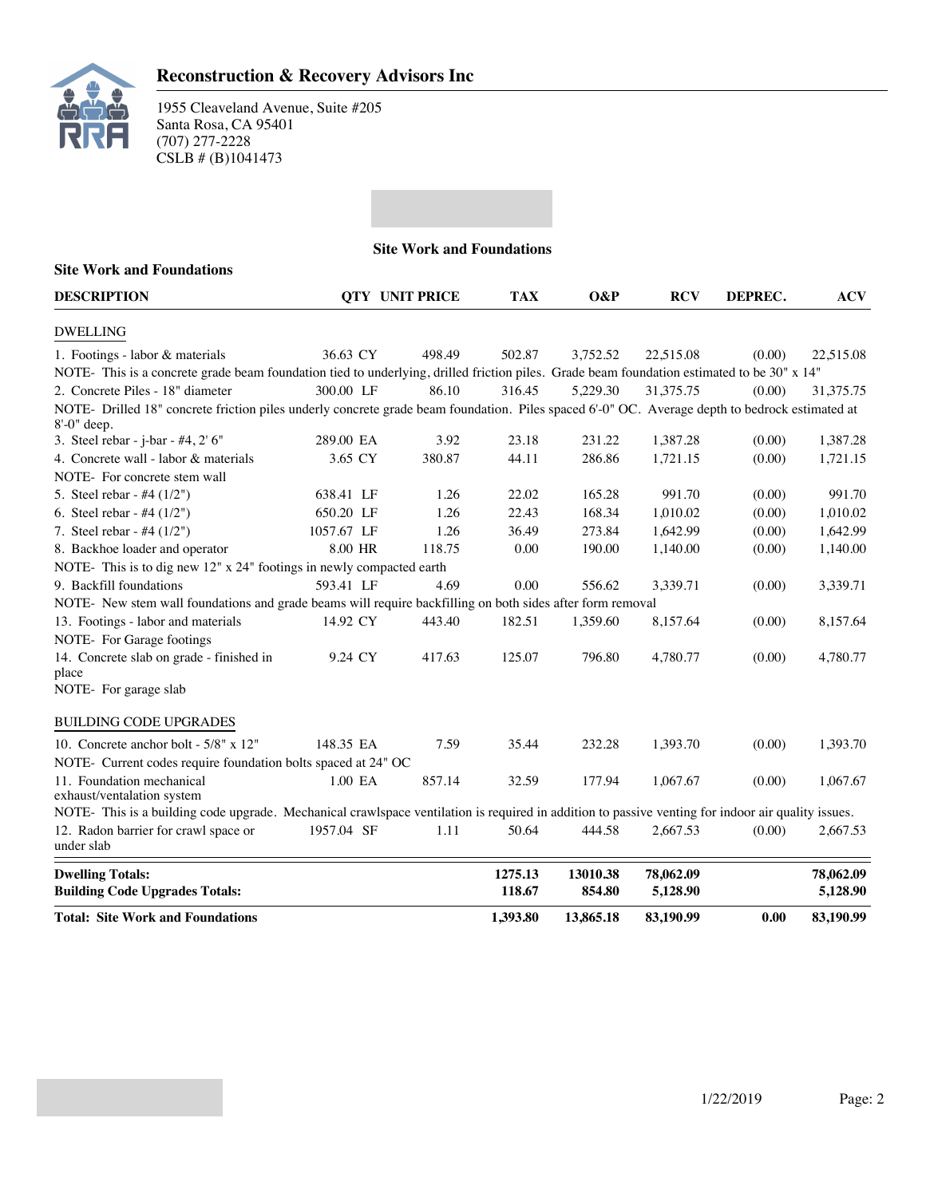# Reconstruction & Recovery Advisors Inc

1955 Cleaveland Avenue, Suite #205
Santa Rosa, CA 95401
(707) 277-2228
CSLB # (B)1041473

## Site Work and Foundations

### Site Work and Foundations

| DESCRIPTION | QTY | UNIT PRICE | TAX | O&P | RCV | DEPREC. | ACV |
|---|---|---|---|---|---|---|---|
| **DWELLING** | | | | | | | |
| 1. Footings - labor & materials | 36.63 CY | 498.49 | 502.87 | 3,752.52 | 22,515.08 | (0.00) | 22,515.08 |
| NOTE- This is a concrete grade beam foundation tied to underlying, drilled friction piles. Grade beam foundation estimated to be 30" x 14" | | | | | | | |
| 2. Concrete Piles - 18" diameter | 300.00 LF | 86.10 | 316.45 | 5,229.30 | 31,375.75 | (0.00) | 31,375.75 |
| NOTE- Drilled 18" concrete friction piles underly concrete grade beam foundation. Piles spaced 6'-0" OC. Average depth to bedrock estimated at 8'-0" deep. | | | | | | | |
| 3. Steel rebar - j-bar - #4, 2' 6" | 289.00 EA | 3.92 | 23.18 | 231.22 | 1,387.28 | (0.00) | 1,387.28 |
| 4. Concrete wall - labor & materials | 3.65 CY | 380.87 | 44.11 | 286.86 | 1,721.15 | (0.00) | 1,721.15 |
| NOTE- For concrete stem wall | | | | | | | |
| 5. Steel rebar - #4 (1/2") | 638.41 LF | 1.26 | 22.02 | 165.28 | 991.70 | (0.00) | 991.70 |
| 6. Steel rebar - #4 (1/2") | 650.20 LF | 1.26 | 22.43 | 168.34 | 1,010.02 | (0.00) | 1,010.02 |
| 7. Steel rebar - #4 (1/2") | 1057.67 LF | 1.26 | 36.49 | 273.84 | 1,642.99 | (0.00) | 1,642.99 |
| 8. Backhoe loader and operator | 8.00 HR | 118.75 | 0.00 | 190.00 | 1,140.00 | (0.00) | 1,140.00 |
| NOTE- This is to dig new 12" x 24" footings in newly compacted earth | | | | | | | |
| 9. Backfill foundations | 593.41 LF | 4.69 | 0.00 | 556.62 | 3,339.71 | (0.00) | 3,339.71 |
| NOTE- New stem wall foundations and grade beams will require backfilling on both sides after form removal | | | | | | | |
| 13. Footings - labor and materials | 14.92 CY | 443.40 | 182.51 | 1,359.60 | 8,157.64 | (0.00) | 8,157.64 |
| NOTE- For Garage footings | | | | | | | |
| 14. Concrete slab on grade - finished in place | 9.24 CY | 417.63 | 125.07 | 796.80 | 4,780.77 | (0.00) | 4,780.77 |
| NOTE- For garage slab | | | | | | | |
| **BUILDING CODE UPGRADES** | | | | | | | |
| 10. Concrete anchor bolt - 5/8" x 12" | 148.35 EA | 7.59 | 35.44 | 232.28 | 1,393.70 | (0.00) | 1,393.70 |
| NOTE- Current codes require foundation bolts spaced at 24" OC | | | | | | | |
| 11. Foundation mechanical exhaust/ventalation system | 1.00 EA | 857.14 | 32.59 | 177.94 | 1,067.67 | (0.00) | 1,067.67 |
| NOTE- This is a building code upgrade. Mechanical crawlspace ventilation is required in addition to passive venting for indoor air quality issues. | | | | | | | |
| 12. Radon barrier for crawl space or under slab | 1957.04 SF | 1.11 | 50.64 | 444.58 | 2,667.53 | (0.00) | 2,667.53 |
| **Dwelling Totals:** | | | **1275.13** | **13010.38** | **78,062.09** | | **78,062.09** |
| **Building Code Upgrades Totals:** | | | **118.67** | **854.80** | **5,128.90** | | **5,128.90** |
| **Total: Site Work and Foundations** | | | **1,393.80** | **13,865.18** | **83,190.99** | **0.00** | **83,190.99** |

1/22/2019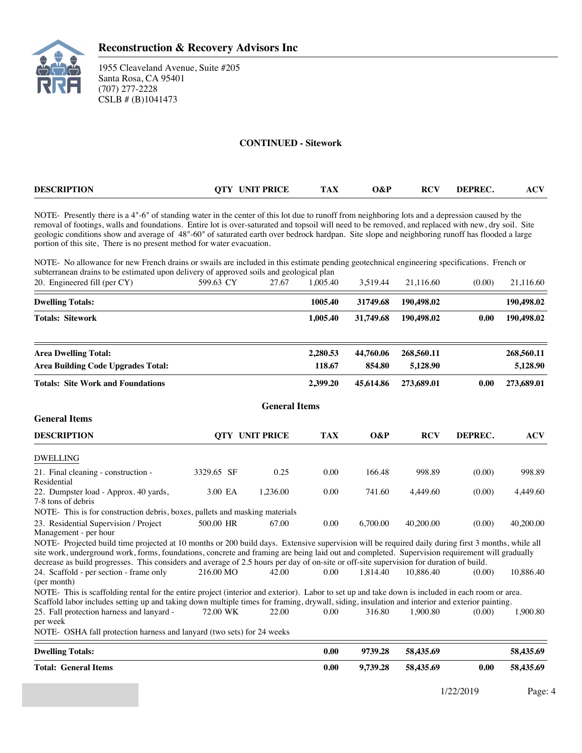# Reconstruction & Recovery Advisors Inc

1955 Cleaveland Avenue, Suite #205
Santa Rosa, CA 95401
(707) 277-2228
CSLB # (B)1041473

## CONTINUED - Sitework

| DESCRIPTION | QTY | UNIT PRICE | TAX | O&P | RCV | DEPREC. | ACV |
|---|---|---|---|---|---|---|---|

NOTE- Presently there is a 4"-6" of standing water in the center of this lot due to runoff from neighboring lots and a depression caused by the removal of footings, walls and foundations. Entire lot is over-saturated and topsoil will need to be removed, and replaced with new, dry soil. Site geologic conditions show and average of 48"-60" of saturated earth over bedrock hardpan. Site slope and neighboring runoff has flooded a large portion of this site, There is no present method for water evacuation.

NOTE- No allowance for new French drains or swails are included in this estimate pending geotechnical engineering specifications. French or subterranean drains to be estimated upon delivery of approved soils and geological plan

| DESCRIPTION | QTY | UNIT PRICE | TAX | O&P | RCV | DEPREC. | ACV |
|---|---|---|---|---|---|---|---|
| 20. Engineered fill (per CY) | 599.63 CY | 27.67 | 1,005.40 | 3,519.44 | 21,116.60 | (0.00) | 21,116.60 |
| **Dwelling Totals:** | | | **1005.40** | **31749.68** | **190,498.02** | | **190,498.02** |
| **Totals: Sitework** | | | **1,005.40** | **31,749.68** | **190,498.02** | **0.00** | **190,498.02** |

| | TAX | O&P | RCV | DEPREC. | ACV |
|---|---|---|---|---|---|
| **Area Dwelling Total:** | **2,280.53** | **44,760.06** | **268,560.11** | | **268,560.11** |
| **Area Building Code Upgrades Total:** | **118.67** | **854.80** | **5,128.90** | | **5,128.90** |
| **Totals: Site Work and Foundations** | **2,399.20** | **45,614.86** | **273,689.01** | **0.00** | **273,689.01** |

## General Items

### General Items

| DESCRIPTION | QTY | UNIT PRICE | TAX | O&P | RCV | DEPREC. | ACV |
|---|---|---|---|---|---|---|---|
| DWELLING | | | | | | | |
| 21. Final cleaning - construction - Residential | 3329.65 SF | 0.25 | 0.00 | 166.48 | 998.89 | (0.00) | 998.89 |
| 22. Dumpster load - Approx. 40 yards, 7-8 tons of debris | 3.00 EA | 1,236.00 | 0.00 | 741.60 | 4,449.60 | (0.00) | 4,449.60 |
| NOTE- This is for construction debris, boxes, pallets and masking materials | | | | | | | |
| 23. Residential Supervision / Project Management - per hour | 500.00 HR | 67.00 | 0.00 | 6,700.00 | 40,200.00 | (0.00) | 40,200.00 |
| NOTE- Projected build time projected at 10 months or 200 build days. Extensive supervision will be required daily during first 3 months, while all site work, underground work, forms, foundations, concrete and framing are being laid out and completed. Supervision requirement will gradually decrease as build progresses. This considers and average of 2.5 hours per day of on-site or off-site supervision for duration of build. | | | | | | | |
| 24. Scaffold - per section - frame only (per month) | 216.00 MO | 42.00 | 0.00 | 1,814.40 | 10,886.40 | (0.00) | 10,886.40 |
| NOTE- This is scaffolding rental for the entire project (interior and exterior). Labor to set up and take down is included in each room or area. Scaffold labor includes setting up and taking down multiple times for framing, drywall, siding, insulation and interior and exterior painting. | | | | | | | |
| 25. Fall protection harness and lanyard - per week | 72.00 WK | 22.00 | 0.00 | 316.80 | 1,900.80 | (0.00) | 1,900.80 |
| NOTE- OSHA fall protection harness and lanyard (two sets) for 24 weeks | | | | | | | |
| **Dwelling Totals:** | | | **0.00** | **9739.28** | **58,435.69** | | **58,435.69** |
| **Total: General Items** | | | **0.00** | **9,739.28** | **58,435.69** | **0.00** | **58,435.69** |

1/22/2019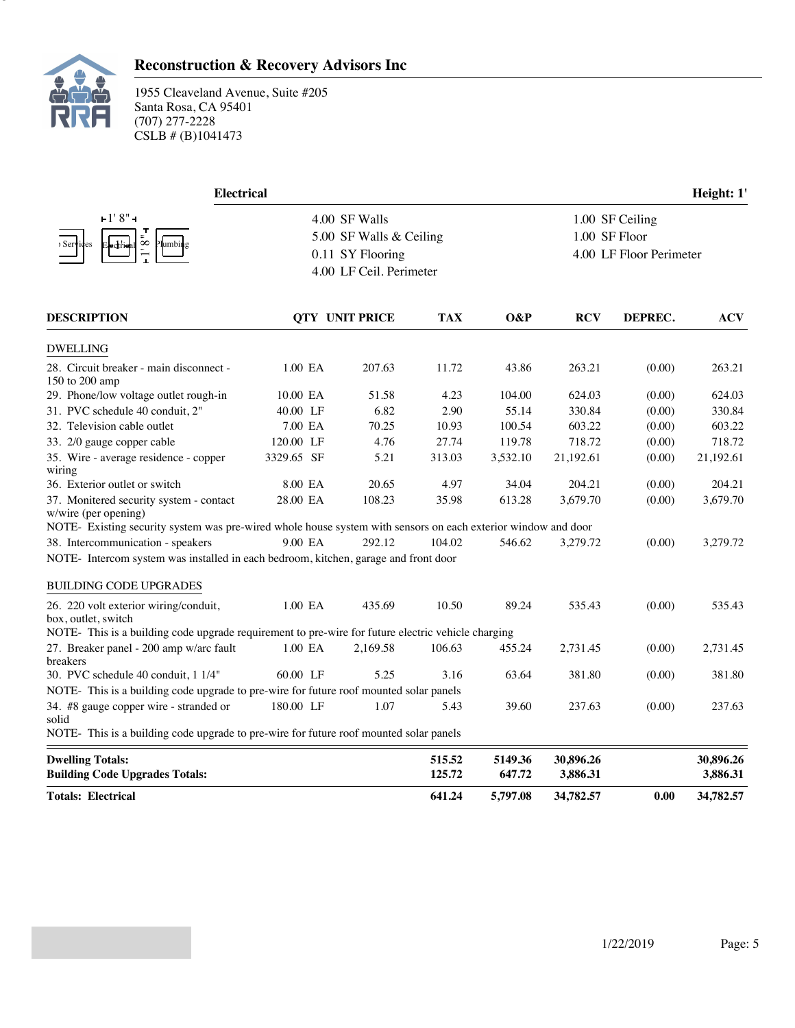# Reconstruction & Recovery Advisors Inc

1955 Cleaveland Avenue, Suite #205
Santa Rosa, CA 95401
(707) 277-2228
CSLB # (B)1041473

## Electrical

**Height: 1'**

| | |
|---|---|
| 4.00 SF Walls | 1.00 SF Ceiling |
| 5.00 SF Walls & Ceiling | 1.00 SF Floor |
| 0.11 SY Flooring | 4.00 LF Floor Perimeter |
| 4.00 LF Ceil. Perimeter | |

| DESCRIPTION | QTY | UNIT PRICE | TAX | O&P | RCV | DEPREC. | ACV |
|---|---|---|---|---|---|---|---|
| DWELLING | | | | | | | |
| 28. Circuit breaker - main disconnect - 150 to 200 amp | 1.00 EA | 207.63 | 11.72 | 43.86 | 263.21 | (0.00) | 263.21 |
| 29. Phone/low voltage outlet rough-in | 10.00 EA | 51.58 | 4.23 | 104.00 | 624.03 | (0.00) | 624.03 |
| 31. PVC schedule 40 conduit, 2" | 40.00 LF | 6.82 | 2.90 | 55.14 | 330.84 | (0.00) | 330.84 |
| 32. Television cable outlet | 7.00 EA | 70.25 | 10.93 | 100.54 | 603.22 | (0.00) | 603.22 |
| 33. 2/0 gauge copper cable | 120.00 LF | 4.76 | 27.74 | 119.78 | 718.72 | (0.00) | 718.72 |
| 35. Wire - average residence - copper wiring | 3329.65 SF | 5.21 | 313.03 | 3,532.10 | 21,192.61 | (0.00) | 21,192.61 |
| 36. Exterior outlet or switch | 8.00 EA | 20.65 | 4.97 | 34.04 | 204.21 | (0.00) | 204.21 |
| 37. Monitered security system - contact w/wire (per opening) | 28.00 EA | 108.23 | 35.98 | 613.28 | 3,679.70 | (0.00) | 3,679.70 |
| NOTE- Existing security system was pre-wired whole house system with sensors on each exterior window and door | | | | | | | |
| 38. Intercommunication - speakers | 9.00 EA | 292.12 | 104.02 | 546.62 | 3,279.72 | (0.00) | 3,279.72 |
| NOTE- Intercom system was installed in each bedroom, kitchen, garage and front door | | | | | | | |
| BUILDING CODE UPGRADES | | | | | | | |
| 26. 220 volt exterior wiring/conduit, box, outlet, switch | 1.00 EA | 435.69 | 10.50 | 89.24 | 535.43 | (0.00) | 535.43 |
| NOTE- This is a building code upgrade requirement to pre-wire for future electric vehicle charging | | | | | | | |
| 27. Breaker panel - 200 amp w/arc fault breakers | 1.00 EA | 2,169.58 | 106.63 | 455.24 | 2,731.45 | (0.00) | 2,731.45 |
| 30. PVC schedule 40 conduit, 1 1/4" | 60.00 LF | 5.25 | 3.16 | 63.64 | 381.80 | (0.00) | 381.80 |
| NOTE- This is a building code upgrade to pre-wire for future roof mounted solar panels | | | | | | | |
| 34. #8 gauge copper wire - stranded or solid | 180.00 LF | 1.07 | 5.43 | 39.60 | 237.63 | (0.00) | 237.63 |
| NOTE- This is a building code upgrade to pre-wire for future roof mounted solar panels | | | | | | | |
| **Dwelling Totals:** | | | **515.52** | **5149.36** | **30,896.26** | | **30,896.26** |
| **Building Code Upgrades Totals:** | | | **125.72** | **647.72** | **3,886.31** | | **3,886.31** |
| **Totals: Electrical** | | | **641.24** | **5,797.08** | **34,782.57** | **0.00** | **34,782.57** |

1/22/2019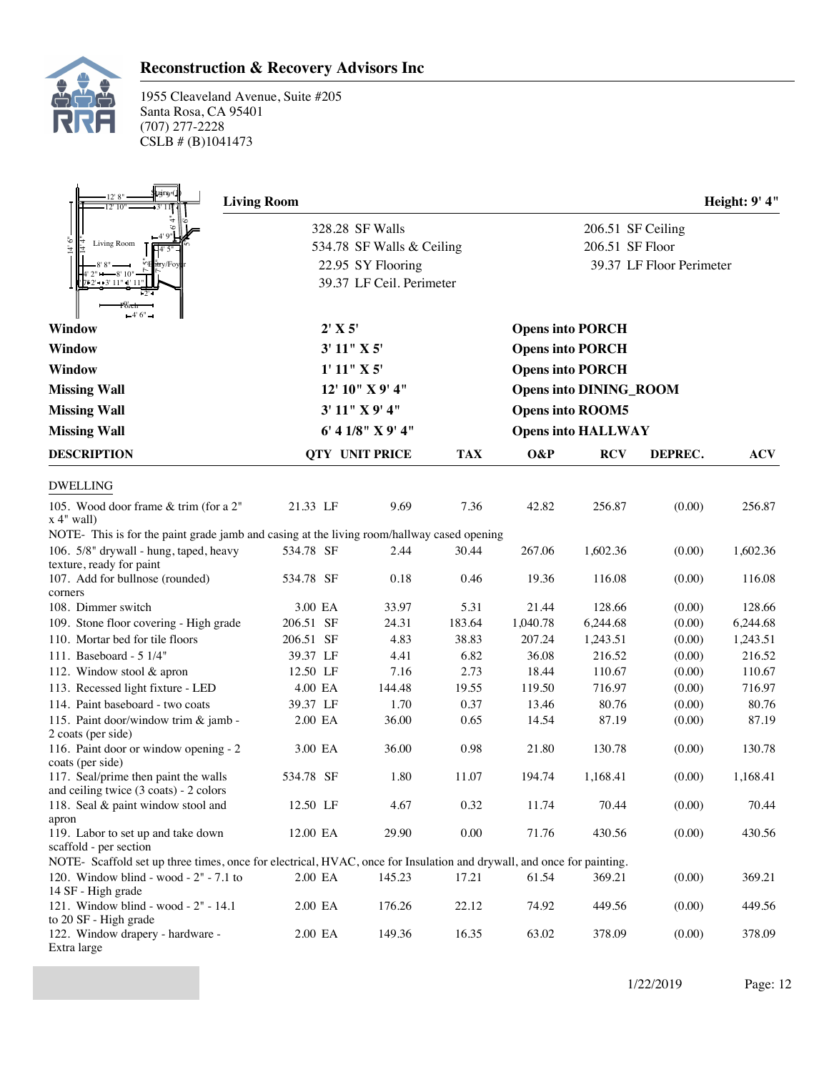## Reconstruction & Recovery Advisors Inc

1955 Cleaveland Avenue, Suite #205
Santa Rosa, CA 95401
(707) 277-2228
CSLB # (B)1041473

### Living Room — Height: 9' 4"

| | |
|---|---|
| 328.28 SF Walls | 206.51 SF Ceiling |
| 534.78 SF Walls & Ceiling | 206.51 SF Floor |
| 22.95 SY Flooring | 39.37 LF Floor Perimeter |
| 39.37 LF Ceil. Perimeter | |

| | | |
|---|---|---|
| **Window** | **2' X 5'** | **Opens into PORCH** |
| **Window** | **3' 11" X 5'** | **Opens into PORCH** |
| **Window** | **1' 11" X 5'** | **Opens into PORCH** |
| **Missing Wall** | **12' 10" X 9' 4"** | **Opens into DINING_ROOM** |
| **Missing Wall** | **3' 11" X 9' 4"** | **Opens into ROOM5** |
| **Missing Wall** | **6' 4 1/8" X 9' 4"** | **Opens into HALLWAY** |

| DESCRIPTION | QTY | UNIT PRICE | TAX | O&P | RCV | DEPREC. | ACV |
|---|---|---|---|---|---|---|---|
| DWELLING | | | | | | | |
| 105. Wood door frame & trim (for a 2" x 4" wall) | 21.33 LF | 9.69 | 7.36 | 42.82 | 256.87 | (0.00) | 256.87 |
| NOTE- This is for the paint grade jamb and casing at the living room/hallway cased opening | | | | | | | |
| 106. 5/8" drywall - hung, taped, heavy texture, ready for paint | 534.78 SF | 2.44 | 30.44 | 267.06 | 1,602.36 | (0.00) | 1,602.36 |
| 107. Add for bullnose (rounded) corners | 534.78 SF | 0.18 | 0.46 | 19.36 | 116.08 | (0.00) | 116.08 |
| 108. Dimmer switch | 3.00 EA | 33.97 | 5.31 | 21.44 | 128.66 | (0.00) | 128.66 |
| 109. Stone floor covering - High grade | 206.51 SF | 24.31 | 183.64 | 1,040.78 | 6,244.68 | (0.00) | 6,244.68 |
| 110. Mortar bed for tile floors | 206.51 SF | 4.83 | 38.83 | 207.24 | 1,243.51 | (0.00) | 1,243.51 |
| 111. Baseboard - 5 1/4" | 39.37 LF | 4.41 | 6.82 | 36.08 | 216.52 | (0.00) | 216.52 |
| 112. Window stool & apron | 12.50 LF | 7.16 | 2.73 | 18.44 | 110.67 | (0.00) | 110.67 |
| 113. Recessed light fixture - LED | 4.00 EA | 144.48 | 19.55 | 119.50 | 716.97 | (0.00) | 716.97 |
| 114. Paint baseboard - two coats | 39.37 LF | 1.70 | 0.37 | 13.46 | 80.76 | (0.00) | 80.76 |
| 115. Paint door/window trim & jamb - 2 coats (per side) | 2.00 EA | 36.00 | 0.65 | 14.54 | 87.19 | (0.00) | 87.19 |
| 116. Paint door or window opening - 2 coats (per side) | 3.00 EA | 36.00 | 0.98 | 21.80 | 130.78 | (0.00) | 130.78 |
| 117. Seal/prime then paint the walls and ceiling twice (3 coats) - 2 colors | 534.78 SF | 1.80 | 11.07 | 194.74 | 1,168.41 | (0.00) | 1,168.41 |
| 118. Seal & paint window stool and apron | 12.50 LF | 4.67 | 0.32 | 11.74 | 70.44 | (0.00) | 70.44 |
| 119. Labor to set up and take down scaffold - per section | 12.00 EA | 29.90 | 0.00 | 71.76 | 430.56 | (0.00) | 430.56 |
| NOTE- Scaffold set up three times, once for electrical, HVAC, once for Insulation and drywall, and once for painting. | | | | | | | |
| 120. Window blind - wood - 2" - 7.1 to 14 SF - High grade | 2.00 EA | 145.23 | 17.21 | 61.54 | 369.21 | (0.00) | 369.21 |
| 121. Window blind - wood - 2" - 14.1 to 20 SF - High grade | 2.00 EA | 176.26 | 22.12 | 74.92 | 449.56 | (0.00) | 449.56 |
| 122. Window drapery - hardware - Extra large | 2.00 EA | 149.36 | 16.35 | 63.02 | 378.09 | (0.00) | 378.09 |

1/22/2019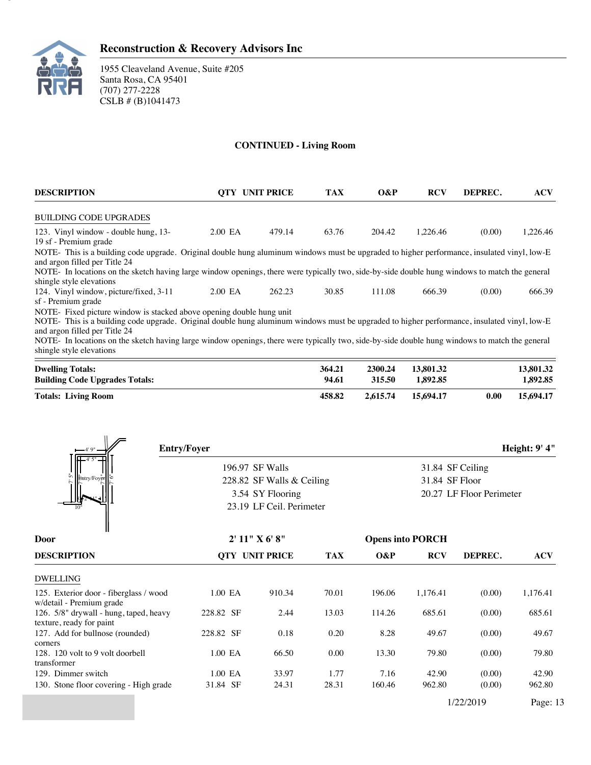## Reconstruction & Recovery Advisors Inc

1955 Cleaveland Avenue, Suite #205
Santa Rosa, CA 95401
(707) 277-2228
CSLB # (B)1041473

### CONTINUED - Living Room

| DESCRIPTION | QTY | UNIT PRICE | TAX | O&P | RCV | DEPREC. | ACV |
|---|---|---|---|---|---|---|---|
| BUILDING CODE UPGRADES | | | | | | | |
| 123. Vinyl window - double hung, 13-19 sf - Premium grade | 2.00 EA | 479.14 | 63.76 | 204.42 | 1,226.46 | (0.00) | 1,226.46 |
| NOTE- This is a building code upgrade. Original double hung aluminum windows must be upgraded to higher performance, insulated vinyl, low-E and argon filled per Title 24 | | | | | | | |
| NOTE- In locations on the sketch having large window openings, there were typically two, side-by-side double hung windows to match the general shingle style elevations | | | | | | | |
| 124. Vinyl window, picture/fixed, 3-11 sf - Premium grade | 2.00 EA | 262.23 | 30.85 | 111.08 | 666.39 | (0.00) | 666.39 |
| NOTE- Fixed picture window is stacked above opening double hung unit | | | | | | | |
| NOTE- This is a building code upgrade. Original double hung aluminum windows must be upgraded to higher performance, insulated vinyl, low-E and argon filled per Title 24 | | | | | | | |
| NOTE- In locations on the sketch having large window openings, there were typically two, side-by-side double hung windows to match the general shingle style elevations | | | | | | | |
| **Dwelling Totals:** | | | **364.21** | **2300.24** | **13,801.32** | | **13,801.32** |
| **Building Code Upgrades Totals:** | | | **94.61** | **315.50** | **1,892.85** | | **1,892.85** |
| **Totals: Living Room** | | | **458.82** | **2,615.74** | **15,694.17** | **0.00** | **15,694.17** |

### Entry/Foyer

**Height: 9' 4"**

| | |
|---|---|
| 196.97 SF Walls | 31.84 SF Ceiling |
| 228.82 SF Walls & Ceiling | 31.84 SF Floor |
| 3.54 SY Flooring | 20.27 LF Floor Perimeter |
| 23.19 LF Ceil. Perimeter | |

**Door** 2' 11" X 6' 8" Opens into PORCH

| DESCRIPTION | QTY | UNIT PRICE | TAX | O&P | RCV | DEPREC. | ACV |
|---|---|---|---|---|---|---|---|
| DWELLING | | | | | | | |
| 125. Exterior door - fiberglass / wood w/detail - Premium grade | 1.00 EA | 910.34 | 70.01 | 196.06 | 1,176.41 | (0.00) | 1,176.41 |
| 126. 5/8" drywall - hung, taped, heavy texture, ready for paint | 228.82 SF | 2.44 | 13.03 | 114.26 | 685.61 | (0.00) | 685.61 |
| 127. Add for bullnose (rounded) corners | 228.82 SF | 0.18 | 0.20 | 8.28 | 49.67 | (0.00) | 49.67 |
| 128. 120 volt to 9 volt doorbell transformer | 1.00 EA | 66.50 | 0.00 | 13.30 | 79.80 | (0.00) | 79.80 |
| 129. Dimmer switch | 1.00 EA | 33.97 | 1.77 | 7.16 | 42.90 | (0.00) | 42.90 |
| 130. Stone floor covering - High grade | 31.84 SF | 24.31 | 28.31 | 160.46 | 962.80 | (0.00) | 962.80 |

1/22/2019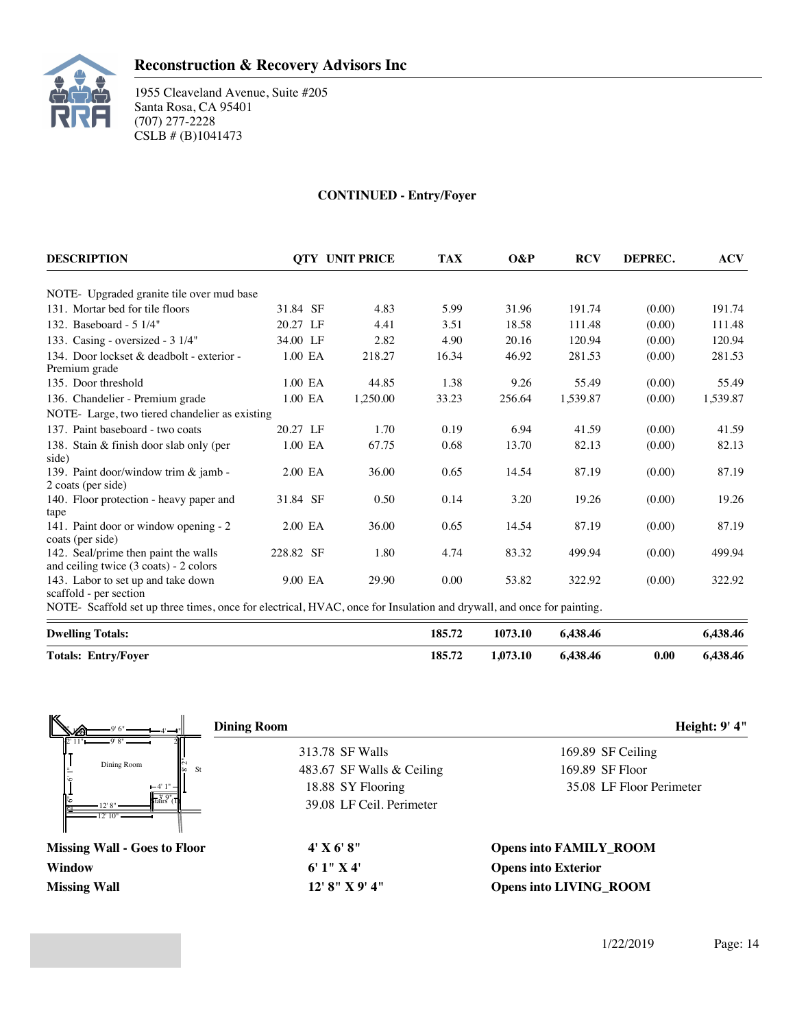**Reconstruction & Recovery Advisors Inc**

1955 Cleaveland Avenue, Suite #205
Santa Rosa, CA 95401
(707) 277-2228
CSLB # (B)1041473

## CONTINUED - Entry/Foyer

| DESCRIPTION | QTY | UNIT PRICE | TAX | O&P | RCV | DEPREC. | ACV |
|---|---|---|---|---|---|---|---|
| NOTE- Upgraded granite tile over mud base | | | | | | | |
| 131. Mortar bed for tile floors | 31.84 SF | 4.83 | 5.99 | 31.96 | 191.74 | (0.00) | 191.74 |
| 132. Baseboard - 5 1/4" | 20.27 LF | 4.41 | 3.51 | 18.58 | 111.48 | (0.00) | 111.48 |
| 133. Casing - oversized - 3 1/4" | 34.00 LF | 2.82 | 4.90 | 20.16 | 120.94 | (0.00) | 120.94 |
| 134. Door lockset & deadbolt - exterior - Premium grade | 1.00 EA | 218.27 | 16.34 | 46.92 | 281.53 | (0.00) | 281.53 |
| 135. Door threshold | 1.00 EA | 44.85 | 1.38 | 9.26 | 55.49 | (0.00) | 55.49 |
| 136. Chandelier - Premium grade | 1.00 EA | 1,250.00 | 33.23 | 256.64 | 1,539.87 | (0.00) | 1,539.87 |
| NOTE- Large, two tiered chandelier as existing | | | | | | | |
| 137. Paint baseboard - two coats | 20.27 LF | 1.70 | 0.19 | 6.94 | 41.59 | (0.00) | 41.59 |
| 138. Stain & finish door slab only (per side) | 1.00 EA | 67.75 | 0.68 | 13.70 | 82.13 | (0.00) | 82.13 |
| 139. Paint door/window trim & jamb - 2 coats (per side) | 2.00 EA | 36.00 | 0.65 | 14.54 | 87.19 | (0.00) | 87.19 |
| 140. Floor protection - heavy paper and tape | 31.84 SF | 0.50 | 0.14 | 3.20 | 19.26 | (0.00) | 19.26 |
| 141. Paint door or window opening - 2 coats (per side) | 2.00 EA | 36.00 | 0.65 | 14.54 | 87.19 | (0.00) | 87.19 |
| 142. Seal/prime then paint the walls and ceiling twice (3 coats) - 2 colors | 228.82 SF | 1.80 | 4.74 | 83.32 | 499.94 | (0.00) | 499.94 |
| 143. Labor to set up and take down scaffold - per section | 9.00 EA | 29.90 | 0.00 | 53.82 | 322.92 | (0.00) | 322.92 |
| NOTE- Scaffold set up three times, once for electrical, HVAC, once for Insulation and drywall, and once for painting. | | | | | | | |
| **Dwelling Totals:** | | | **185.72** | **1073.10** | **6,438.46** | | **6,438.46** |
| **Totals: Entry/Foyer** | | | **185.72** | **1,073.10** | **6,438.46** | **0.00** | **6,438.46** |

### Dining Room

**Height: 9' 4"**

| | |
|---|---|
| 313.78 SF Walls | 169.89 SF Ceiling |
| 483.67 SF Walls & Ceiling | 169.89 SF Floor |
| 18.88 SY Flooring | 35.08 LF Floor Perimeter |
| 39.08 LF Ceil. Perimeter | |

| | | |
|---|---|---|
| **Missing Wall - Goes to Floor** | **4' X 6' 8"** | **Opens into FAMILY_ROOM** |
| **Window** | **6' 1" X 4'** | **Opens into Exterior** |
| **Missing Wall** | **12' 8" X 9' 4"** | **Opens into LIVING_ROOM** |

1/22/2019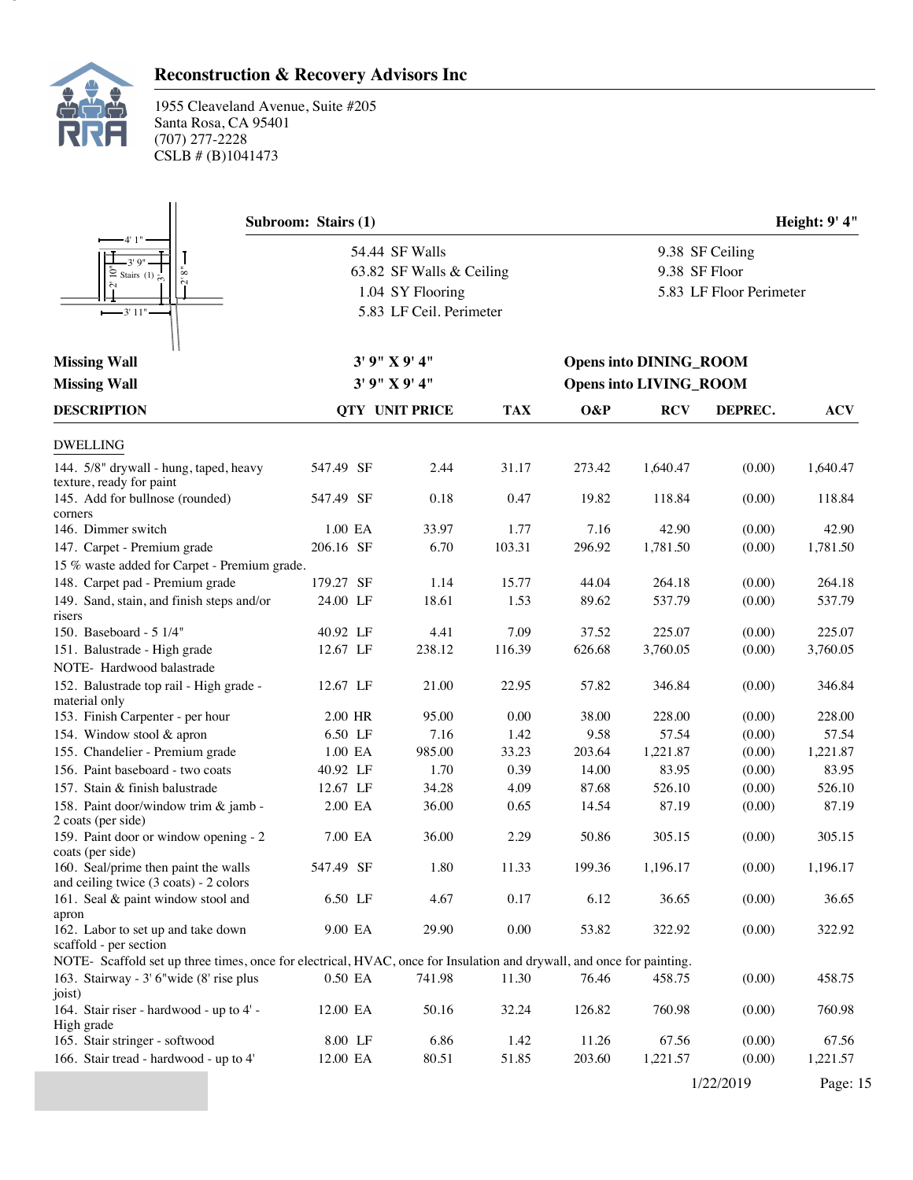## Reconstruction & Recovery Advisors Inc

1955 Cleaveland Avenue, Suite #205
Santa Rosa, CA 95401
(707) 277-2228
CSLB # (B)1041473

**Subroom: Stairs (1)** **Height: 9' 4"**

| | |
|---|---|
| 54.44 SF Walls | 9.38 SF Ceiling |
| 63.82 SF Walls & Ceiling | 9.38 SF Floor |
| 1.04 SY Flooring | 5.83 LF Floor Perimeter |
| 5.83 LF Ceil. Perimeter | |

| | | |
|---|---|---|
| **Missing Wall** | 3' 9" X 9' 4" | **Opens into DINING_ROOM** |
| **Missing Wall** | 3' 9" X 9' 4" | **Opens into LIVING_ROOM** |

| DESCRIPTION | QTY | UNIT PRICE | TAX | O&P | RCV | DEPREC. | ACV |
|---|---|---|---|---|---|---|---|
| DWELLING | | | | | | | |
| 144. 5/8" drywall - hung, taped, heavy texture, ready for paint | 547.49 SF | 2.44 | 31.17 | 273.42 | 1,640.47 | (0.00) | 1,640.47 |
| 145. Add for bullnose (rounded) corners | 547.49 SF | 0.18 | 0.47 | 19.82 | 118.84 | (0.00) | 118.84 |
| 146. Dimmer switch | 1.00 EA | 33.97 | 1.77 | 7.16 | 42.90 | (0.00) | 42.90 |
| 147. Carpet - Premium grade | 206.16 SF | 6.70 | 103.31 | 296.92 | 1,781.50 | (0.00) | 1,781.50 |
| 15 % waste added for Carpet - Premium grade. | | | | | | | |
| 148. Carpet pad - Premium grade | 179.27 SF | 1.14 | 15.77 | 44.04 | 264.18 | (0.00) | 264.18 |
| 149. Sand, stain, and finish steps and/or risers | 24.00 LF | 18.61 | 1.53 | 89.62 | 537.79 | (0.00) | 537.79 |
| 150. Baseboard - 5 1/4" | 40.92 LF | 4.41 | 7.09 | 37.52 | 225.07 | (0.00) | 225.07 |
| 151. Balustrade - High grade | 12.67 LF | 238.12 | 116.39 | 626.68 | 3,760.05 | (0.00) | 3,760.05 |
| NOTE- Hardwood balastrade | | | | | | | |
| 152. Balustrade top rail - High grade - material only | 12.67 LF | 21.00 | 22.95 | 57.82 | 346.84 | (0.00) | 346.84 |
| 153. Finish Carpenter - per hour | 2.00 HR | 95.00 | 0.00 | 38.00 | 228.00 | (0.00) | 228.00 |
| 154. Window stool & apron | 6.50 LF | 7.16 | 1.42 | 9.58 | 57.54 | (0.00) | 57.54 |
| 155. Chandelier - Premium grade | 1.00 EA | 985.00 | 33.23 | 203.64 | 1,221.87 | (0.00) | 1,221.87 |
| 156. Paint baseboard - two coats | 40.92 LF | 1.70 | 0.39 | 14.00 | 83.95 | (0.00) | 83.95 |
| 157. Stain & finish balustrade | 12.67 LF | 34.28 | 4.09 | 87.68 | 526.10 | (0.00) | 526.10 |
| 158. Paint door/window trim & jamb - 2 coats (per side) | 2.00 EA | 36.00 | 0.65 | 14.54 | 87.19 | (0.00) | 87.19 |
| 159. Paint door or window opening - 2 coats (per side) | 7.00 EA | 36.00 | 2.29 | 50.86 | 305.15 | (0.00) | 305.15 |
| 160. Seal/prime then paint the walls and ceiling twice (3 coats) - 2 colors | 547.49 SF | 1.80 | 11.33 | 199.36 | 1,196.17 | (0.00) | 1,196.17 |
| 161. Seal & paint window stool and apron | 6.50 LF | 4.67 | 0.17 | 6.12 | 36.65 | (0.00) | 36.65 |
| 162. Labor to set up and take down scaffold - per section | 9.00 EA | 29.90 | 0.00 | 53.82 | 322.92 | (0.00) | 322.92 |
| NOTE- Scaffold set up three times, once for electrical, HVAC, once for Insulation and drywall, and once for painting. | | | | | | | |
| 163. Stairway - 3' 6"wide (8' rise plus joist) | 0.50 EA | 741.98 | 11.30 | 76.46 | 458.75 | (0.00) | 458.75 |
| 164. Stair riser - hardwood - up to 4' - High grade | 12.00 EA | 50.16 | 32.24 | 126.82 | 760.98 | (0.00) | 760.98 |
| 165. Stair stringer - softwood | 8.00 LF | 6.86 | 1.42 | 11.26 | 67.56 | (0.00) | 67.56 |
| 166. Stair tread - hardwood - up to 4' | 12.00 EA | 80.51 | 51.85 | 203.60 | 1,221.57 | (0.00) | 1,221.57 |

1/22/2019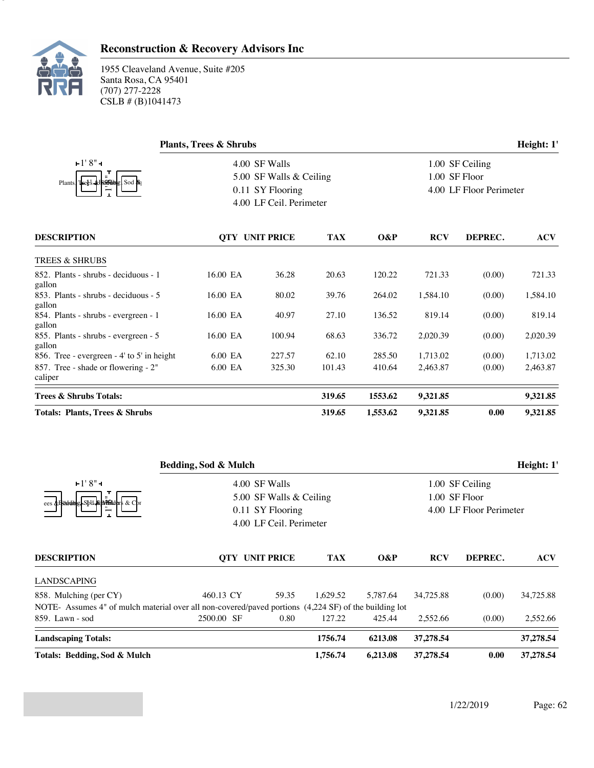**Reconstruction & Recovery Advisors Inc**

1955 Cleaveland Avenue, Suite #205
Santa Rosa, CA 95401
(707) 277-2228
CSLB # (B)1041473

### Plants, Trees & Shrubs

Height: 1'

| | |
|---|---|
| 4.00 SF Walls | 1.00 SF Ceiling |
| 5.00 SF Walls & Ceiling | 1.00 SF Floor |
| 0.11 SY Flooring | 4.00 LF Floor Perimeter |
| 4.00 LF Ceil. Perimeter | |

| DESCRIPTION | QTY | UNIT PRICE | TAX | O&P | RCV | DEPREC. | ACV |
|---|---|---|---|---|---|---|---|
| TREES & SHRUBS | | | | | | | |
| 852. Plants - shrubs - deciduous - 1 gallon | 16.00 EA | 36.28 | 20.63 | 120.22 | 721.33 | (0.00) | 721.33 |
| 853. Plants - shrubs - deciduous - 5 gallon | 16.00 EA | 80.02 | 39.76 | 264.02 | 1,584.10 | (0.00) | 1,584.10 |
| 854. Plants - shrubs - evergreen - 1 gallon | 16.00 EA | 40.97 | 27.10 | 136.52 | 819.14 | (0.00) | 819.14 |
| 855. Plants - shrubs - evergreen - 5 gallon | 16.00 EA | 100.94 | 68.63 | 336.72 | 2,020.39 | (0.00) | 2,020.39 |
| 856. Tree - evergreen - 4' to 5' in height | 6.00 EA | 227.57 | 62.10 | 285.50 | 1,713.02 | (0.00) | 1,713.02 |
| 857. Tree - shade or flowering - 2" caliper | 6.00 EA | 325.30 | 101.43 | 410.64 | 2,463.87 | (0.00) | 2,463.87 |
| **Trees & Shrubs Totals:** | | | **319.65** | **1553.62** | **9,321.85** | | **9,321.85** |
| **Totals: Plants, Trees & Shrubs** | | | **319.65** | **1,553.62** | **9,321.85** | **0.00** | **9,321.85** |

### Bedding, Sod & Mulch

Height: 1'

| | |
|---|---|
| 4.00 SF Walls | 1.00 SF Ceiling |
| 5.00 SF Walls & Ceiling | 1.00 SF Floor |
| 0.11 SY Flooring | 4.00 LF Floor Perimeter |
| 4.00 LF Ceil. Perimeter | |

| DESCRIPTION | QTY | UNIT PRICE | TAX | O&P | RCV | DEPREC. | ACV |
|---|---|---|---|---|---|---|---|
| LANDSCAPING | | | | | | | |
| 858. Mulching (per CY) | 460.13 CY | 59.35 | 1,629.52 | 5,787.64 | 34,725.88 | (0.00) | 34,725.88 |
| NOTE- Assumes 4" of mulch material over all non-covered/paved portions (4,224 SF) of the building lot | | | | | | | |
| 859. Lawn - sod | 2500.00 SF | 0.80 | 127.22 | 425.44 | 2,552.66 | (0.00) | 2,552.66 |
| **Landscaping Totals:** | | | **1756.74** | **6213.08** | **37,278.54** | | **37,278.54** |
| **Totals: Bedding, Sod & Mulch** | | | **1,756.74** | **6,213.08** | **37,278.54** | **0.00** | **37,278.54** |

1/22/2019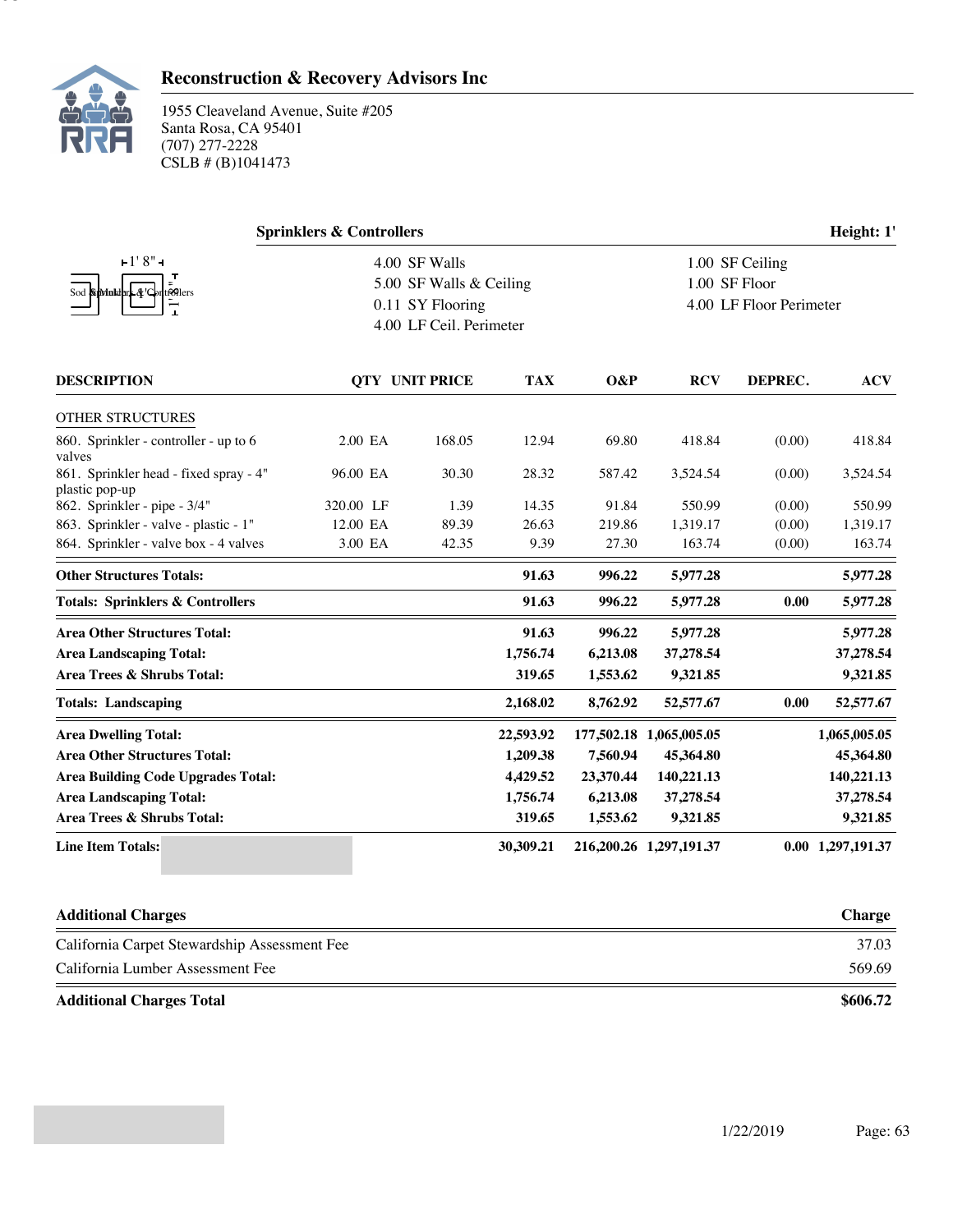## Reconstruction & Recovery Advisors Inc

1955 Cleaveland Avenue, Suite #205
Santa Rosa, CA 95401
(707) 277-2228
CSLB # (B)1041473

### Sprinklers & Controllers — Height: 1'

| | |
|---|---|
| 4.00 SF Walls | 1.00 SF Ceiling |
| 5.00 SF Walls & Ceiling | 1.00 SF Floor |
| 0.11 SY Flooring | 4.00 LF Floor Perimeter |
| 4.00 LF Ceil. Perimeter | |

| DESCRIPTION | QTY | UNIT PRICE | TAX | O&P | RCV | DEPREC. | ACV |
|---|---|---|---|---|---|---|---|
| OTHER STRUCTURES | | | | | | | |
| 860. Sprinkler - controller - up to 6 valves | 2.00 EA | 168.05 | 12.94 | 69.80 | 418.84 | (0.00) | 418.84 |
| 861. Sprinkler head - fixed spray - 4" plastic pop-up | 96.00 EA | 30.30 | 28.32 | 587.42 | 3,524.54 | (0.00) | 3,524.54 |
| 862. Sprinkler - pipe - 3/4" | 320.00 LF | 1.39 | 14.35 | 91.84 | 550.99 | (0.00) | 550.99 |
| 863. Sprinkler - valve - plastic - 1" | 12.00 EA | 89.39 | 26.63 | 219.86 | 1,319.17 | (0.00) | 1,319.17 |
| 864. Sprinkler - valve box - 4 valves | 3.00 EA | 42.35 | 9.39 | 27.30 | 163.74 | (0.00) | 163.74 |
| **Other Structures Totals:** | | | **91.63** | **996.22** | **5,977.28** | | **5,977.28** |
| **Totals: Sprinklers & Controllers** | | | **91.63** | **996.22** | **5,977.28** | **0.00** | **5,977.28** |
| **Area Other Structures Total:** | | | **91.63** | **996.22** | **5,977.28** | | **5,977.28** |
| **Area Landscaping Total:** | | | **1,756.74** | **6,213.08** | **37,278.54** | | **37,278.54** |
| **Area Trees & Shrubs Total:** | | | **319.65** | **1,553.62** | **9,321.85** | | **9,321.85** |
| **Totals: Landscaping** | | | **2,168.02** | **8,762.92** | **52,577.67** | **0.00** | **52,577.67** |
| **Area Dwelling Total:** | | | **22,593.92** | **177,502.18** | **1,065,005.05** | | **1,065,005.05** |
| **Area Other Structures Total:** | | | **1,209.38** | **7,560.94** | **45,364.80** | | **45,364.80** |
| **Area Building Code Upgrades Total:** | | | **4,429.52** | **23,370.44** | **140,221.13** | | **140,221.13** |
| **Area Landscaping Total:** | | | **1,756.74** | **6,213.08** | **37,278.54** | | **37,278.54** |
| **Area Trees & Shrubs Total:** | | | **319.65** | **1,553.62** | **9,321.85** | | **9,321.85** |
| **Line Item Totals:** | | | **30,309.21** | **216,200.26** | **1,297,191.37** | **0.00** | **1,297,191.37** |

| Additional Charges | Charge |
|---|---|
| California Carpet Stewardship Assessment Fee | 37.03 |
| California Lumber Assessment Fee | 569.69 |
| **Additional Charges Total** | **$606.72** |

1/22/2019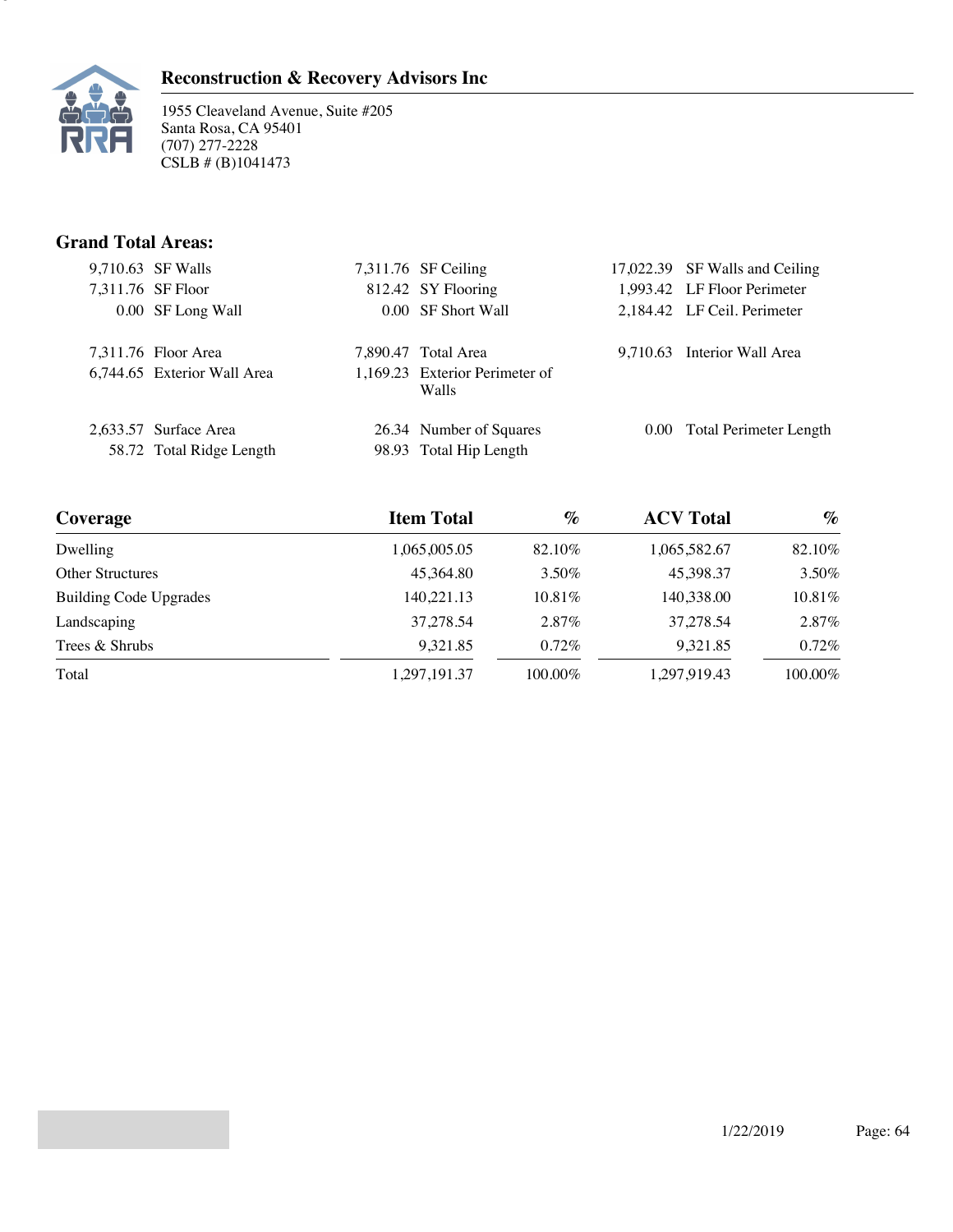**Reconstruction & Recovery Advisors Inc**

1955 Cleaveland Avenue, Suite #205
Santa Rosa, CA 95401
(707) 277-2228
CSLB # (B)1041473

## Grand Total Areas:

| | | | | | |
|---|---|---|---|---|---|
| 9,710.63 | SF Walls | 7,311.76 | SF Ceiling | 17,022.39 | SF Walls and Ceiling |
| 7,311.76 | SF Floor | 812.42 | SY Flooring | 1,993.42 | LF Floor Perimeter |
| 0.00 | SF Long Wall | 0.00 | SF Short Wall | 2,184.42 | LF Ceil. Perimeter |
| 7,311.76 | Floor Area | 7,890.47 | Total Area | 9,710.63 | Interior Wall Area |
| 6,744.65 | Exterior Wall Area | 1,169.23 | Exterior Perimeter of Walls | | |
| 2,633.57 | Surface Area | 26.34 | Number of Squares | 0.00 | Total Perimeter Length |
| 58.72 | Total Ridge Length | 98.93 | Total Hip Length | | |

| Coverage | Item Total | % | ACV Total | % |
|---|---|---|---|---|
| Dwelling | 1,065,005.05 | 82.10% | 1,065,582.67 | 82.10% |
| Other Structures | 45,364.80 | 3.50% | 45,398.37 | 3.50% |
| Building Code Upgrades | 140,221.13 | 10.81% | 140,338.00 | 10.81% |
| Landscaping | 37,278.54 | 2.87% | 37,278.54 | 2.87% |
| Trees & Shrubs | 9,321.85 | 0.72% | 9,321.85 | 0.72% |
| Total | 1,297,191.37 | 100.00% | 1,297,919.43 | 100.00% |

1/22/2019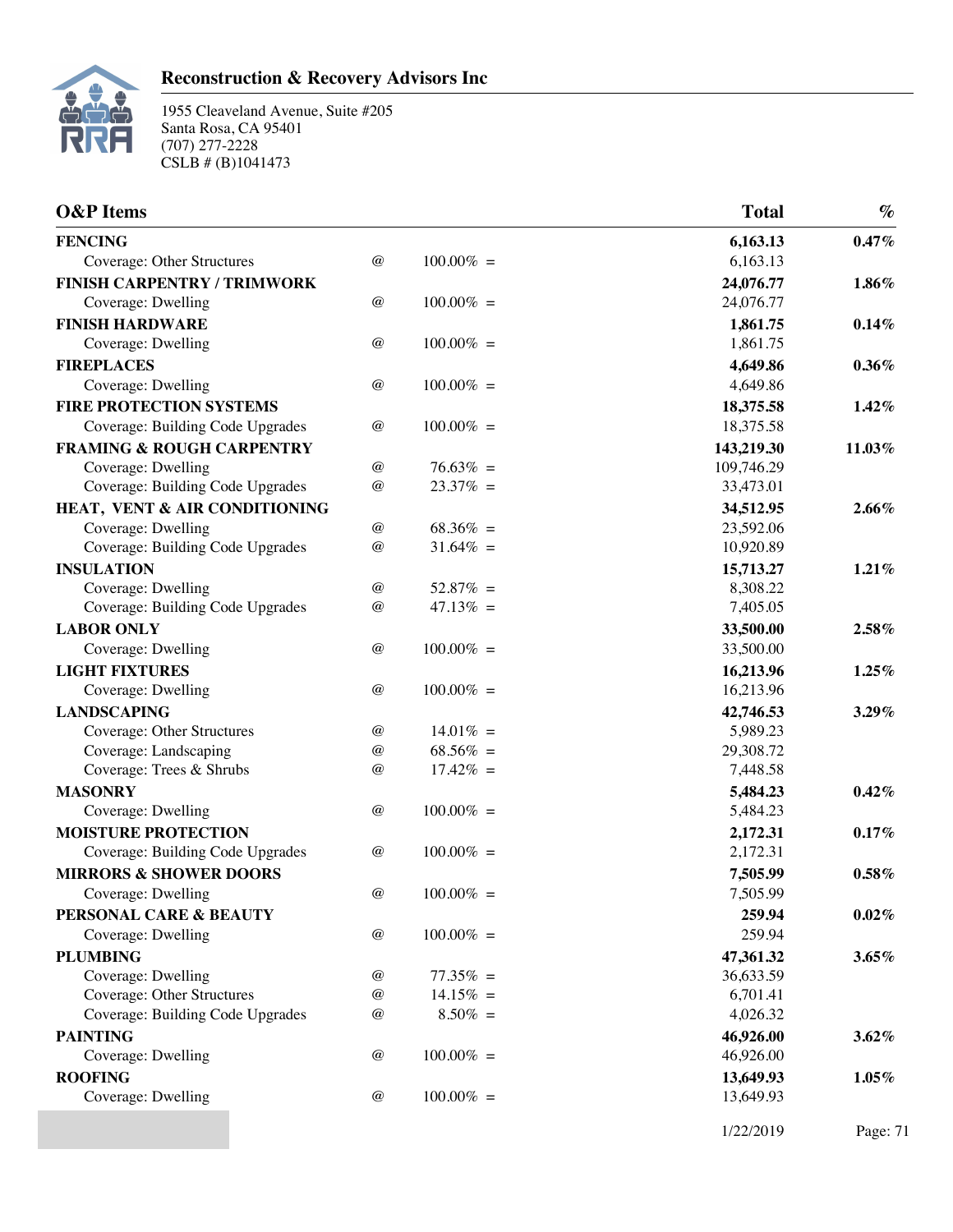**Reconstruction & Recovery Advisors Inc**

1955 Cleaveland Avenue, Suite #205
Santa Rosa, CA 95401
(707) 277-2228
CSLB # (B)1041473

| O&P Items | | | Total | % |
|---|---|---|---|---|
| **FENCING** | | | **6,163.13** | **0.47%** |
| Coverage: Other Structures | @ | 100.00% = | 6,163.13 | |
| **FINISH CARPENTRY / TRIMWORK** | | | **24,076.77** | **1.86%** |
| Coverage: Dwelling | @ | 100.00% = | 24,076.77 | |
| **FINISH HARDWARE** | | | **1,861.75** | **0.14%** |
| Coverage: Dwelling | @ | 100.00% = | 1,861.75 | |
| **FIREPLACES** | | | **4,649.86** | **0.36%** |
| Coverage: Dwelling | @ | 100.00% = | 4,649.86 | |
| **FIRE PROTECTION SYSTEMS** | | | **18,375.58** | **1.42%** |
| Coverage: Building Code Upgrades | @ | 100.00% = | 18,375.58 | |
| **FRAMING & ROUGH CARPENTRY** | | | **143,219.30** | **11.03%** |
| Coverage: Dwelling | @ | 76.63% = | 109,746.29 | |
| Coverage: Building Code Upgrades | @ | 23.37% = | 33,473.01 | |
| **HEAT, VENT & AIR CONDITIONING** | | | **34,512.95** | **2.66%** |
| Coverage: Dwelling | @ | 68.36% = | 23,592.06 | |
| Coverage: Building Code Upgrades | @ | 31.64% = | 10,920.89 | |
| **INSULATION** | | | **15,713.27** | **1.21%** |
| Coverage: Dwelling | @ | 52.87% = | 8,308.22 | |
| Coverage: Building Code Upgrades | @ | 47.13% = | 7,405.05 | |
| **LABOR ONLY** | | | **33,500.00** | **2.58%** |
| Coverage: Dwelling | @ | 100.00% = | 33,500.00 | |
| **LIGHT FIXTURES** | | | **16,213.96** | **1.25%** |
| Coverage: Dwelling | @ | 100.00% = | 16,213.96 | |
| **LANDSCAPING** | | | **42,746.53** | **3.29%** |
| Coverage: Other Structures | @ | 14.01% = | 5,989.23 | |
| Coverage: Landscaping | @ | 68.56% = | 29,308.72 | |
| Coverage: Trees & Shrubs | @ | 17.42% = | 7,448.58 | |
| **MASONRY** | | | **5,484.23** | **0.42%** |
| Coverage: Dwelling | @ | 100.00% = | 5,484.23 | |
| **MOISTURE PROTECTION** | | | **2,172.31** | **0.17%** |
| Coverage: Building Code Upgrades | @ | 100.00% = | 2,172.31 | |
| **MIRRORS & SHOWER DOORS** | | | **7,505.99** | **0.58%** |
| Coverage: Dwelling | @ | 100.00% = | 7,505.99 | |
| **PERSONAL CARE & BEAUTY** | | | **259.94** | **0.02%** |
| Coverage: Dwelling | @ | 100.00% = | 259.94 | |
| **PLUMBING** | | | **47,361.32** | **3.65%** |
| Coverage: Dwelling | @ | 77.35% = | 36,633.59 | |
| Coverage: Other Structures | @ | 14.15% = | 6,701.41 | |
| Coverage: Building Code Upgrades | @ | 8.50% = | 4,026.32 | |
| **PAINTING** | | | **46,926.00** | **3.62%** |
| Coverage: Dwelling | @ | 100.00% = | 46,926.00 | |
| **ROOFING** | | | **13,649.93** | **1.05%** |
| Coverage: Dwelling | @ | 100.00% = | 13,649.93 | |

1/22/2019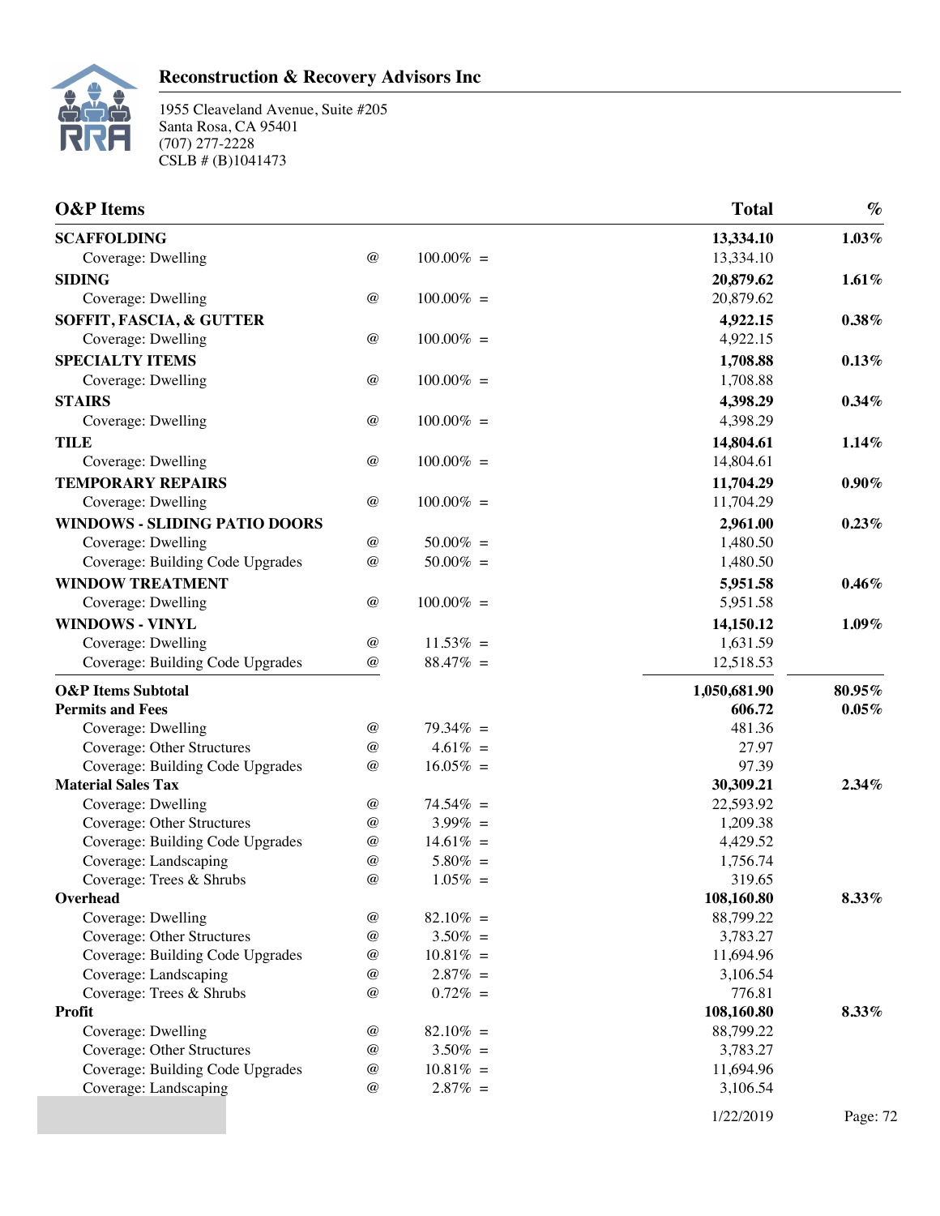## Reconstruction & Recovery Advisors Inc

1955 Cleaveland Avenue, Suite #205
Santa Rosa, CA 95401
(707) 277-2228
CSLB # (B)1041473

| O&P Items | | | Total | % |
|---|---|---|---|---|
| **SCAFFOLDING** | | | **13,334.10** | **1.03%** |
| Coverage: Dwelling | @ | 100.00% = | 13,334.10 | |
| **SIDING** | | | **20,879.62** | **1.61%** |
| Coverage: Dwelling | @ | 100.00% = | 20,879.62 | |
| **SOFFIT, FASCIA, & GUTTER** | | | **4,922.15** | **0.38%** |
| Coverage: Dwelling | @ | 100.00% = | 4,922.15 | |
| **SPECIALTY ITEMS** | | | **1,708.88** | **0.13%** |
| Coverage: Dwelling | @ | 100.00% = | 1,708.88 | |
| **STAIRS** | | | **4,398.29** | **0.34%** |
| Coverage: Dwelling | @ | 100.00% = | 4,398.29 | |
| **TILE** | | | **14,804.61** | **1.14%** |
| Coverage: Dwelling | @ | 100.00% = | 14,804.61 | |
| **TEMPORARY REPAIRS** | | | **11,704.29** | **0.90%** |
| Coverage: Dwelling | @ | 100.00% = | 11,704.29 | |
| **WINDOWS - SLIDING PATIO DOORS** | | | **2,961.00** | **0.23%** |
| Coverage: Dwelling | @ | 50.00% = | 1,480.50 | |
| Coverage: Building Code Upgrades | @ | 50.00% = | 1,480.50 | |
| **WINDOW TREATMENT** | | | **5,951.58** | **0.46%** |
| Coverage: Dwelling | @ | 100.00% = | 5,951.58 | |
| **WINDOWS - VINYL** | | | **14,150.12** | **1.09%** |
| Coverage: Dwelling | @ | 11.53% = | 1,631.59 | |
| Coverage: Building Code Upgrades | @ | 88.47% = | 12,518.53 | |
| **O&P Items Subtotal** | | | **1,050,681.90** | **80.95%** |
| **Permits and Fees** | | | **606.72** | **0.05%** |
| Coverage: Dwelling | @ | 79.34% = | 481.36 | |
| Coverage: Other Structures | @ | 4.61% = | 27.97 | |
| Coverage: Building Code Upgrades | @ | 16.05% = | 97.39 | |
| **Material Sales Tax** | | | **30,309.21** | **2.34%** |
| Coverage: Dwelling | @ | 74.54% = | 22,593.92 | |
| Coverage: Other Structures | @ | 3.99% = | 1,209.38 | |
| Coverage: Building Code Upgrades | @ | 14.61% = | 4,429.52 | |
| Coverage: Landscaping | @ | 5.80% = | 1,756.74 | |
| Coverage: Trees & Shrubs | @ | 1.05% = | 319.65 | |
| **Overhead** | | | **108,160.80** | **8.33%** |
| Coverage: Dwelling | @ | 82.10% = | 88,799.22 | |
| Coverage: Other Structures | @ | 3.50% = | 3,783.27 | |
| Coverage: Building Code Upgrades | @ | 10.81% = | 11,694.96 | |
| Coverage: Landscaping | @ | 2.87% = | 3,106.54 | |
| Coverage: Trees & Shrubs | @ | 0.72% = | 776.81 | |
| **Profit** | | | **108,160.80** | **8.33%** |
| Coverage: Dwelling | @ | 82.10% = | 88,799.22 | |
| Coverage: Other Structures | @ | 3.50% = | 3,783.27 | |
| Coverage: Building Code Upgrades | @ | 10.81% = | 11,694.96 | |
| Coverage: Landscaping | @ | 2.87% = | 3,106.54 | |

1/22/2019